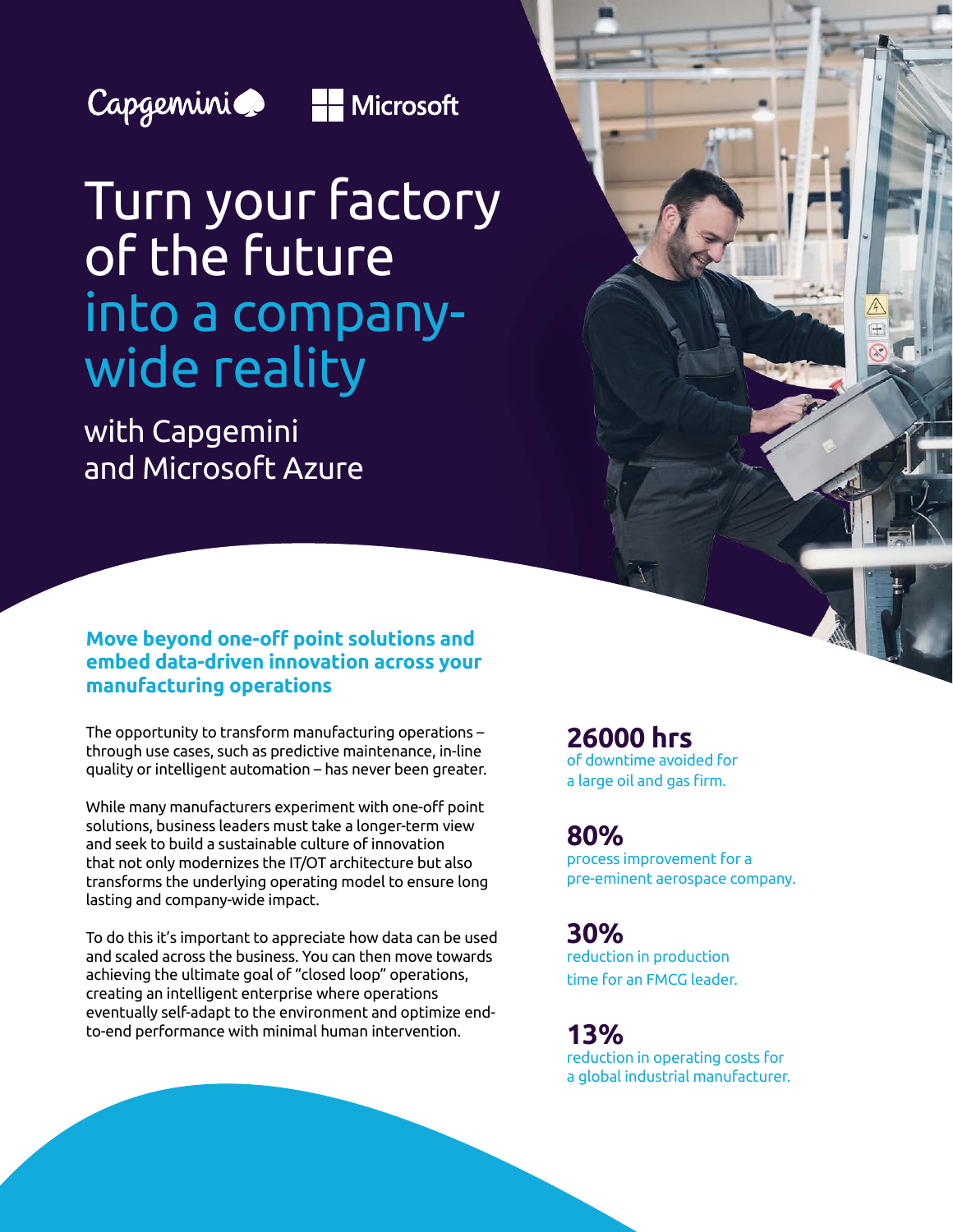Capgemini Microsoft

# Turn your factory of the future into a company-wide reality

## with Capgemini and Microsoft Azure

### Move beyond one-off point solutions and embed data-driven innovation across your manufacturing operations

The opportunity to transform manufacturing operations – through use cases, such as predictive maintenance, in-line quality or intelligent automation – has never been greater.

While many manufacturers experiment with one-off point solutions, business leaders must take a longer-term view and seek to build a sustainable culture of innovation that not only modernizes the IT/OT architecture but also transforms the underlying operating model to ensure long lasting and company-wide impact.

To do this it's important to appreciate how data can be used and scaled across the business. You can then move towards achieving the ultimate goal of "closed loop" operations, creating an intelligent enterprise where operations eventually self-adapt to the environment and optimize end-to-end performance with minimal human intervention.

**26000 hrs**
of downtime avoided for a large oil and gas firm.

**80%**
process improvement for a pre-eminent aerospace company.

**30%**
reduction in production time for an FMCG leader.

**13%**
reduction in operating costs for a global industrial manufacturer.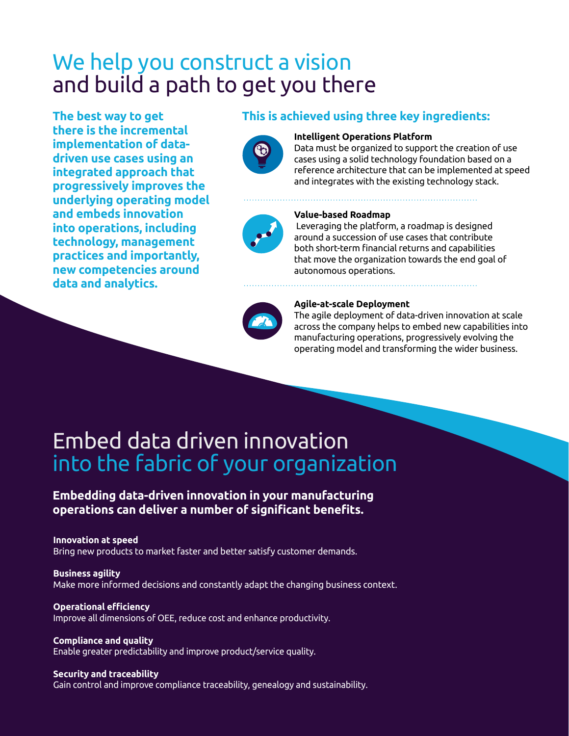# We help you construct a vision and build a path to get you there

**The best way to get there is the incremental implementation of data-driven use cases using an integrated approach that progressively improves the underlying operating model and embeds innovation into operations, including technology, management practices and importantly, new competencies around data and analytics.**

## This is achieved using three key ingredients:

**Intelligent Operations Platform**
Data must be organized to support the creation of use cases using a solid technology foundation based on a reference architecture that can be implemented at speed and integrates with the existing technology stack.

**Value-based Roadmap**
Leveraging the platform, a roadmap is designed around a succession of use cases that contribute both short-term financial returns and capabilities that move the organization towards the end goal of autonomous operations.

**Agile-at-scale Deployment**
The agile deployment of data-driven innovation at scale across the company helps to embed new capabilities into manufacturing operations, progressively evolving the operating model and transforming the wider business.

# Embed data driven innovation into the fabric of your organization

**Embedding data-driven innovation in your manufacturing operations can deliver a number of significant benefits.**

**Innovation at speed**
Bring new products to market faster and better satisfy customer demands.

**Business agility**
Make more informed decisions and constantly adapt the changing business context.

**Operational efficiency**
Improve all dimensions of OEE, reduce cost and enhance productivity.

**Compliance and quality**
Enable greater predictability and improve product/service quality.

**Security and traceability**
Gain control and improve compliance traceability, genealogy and sustainability.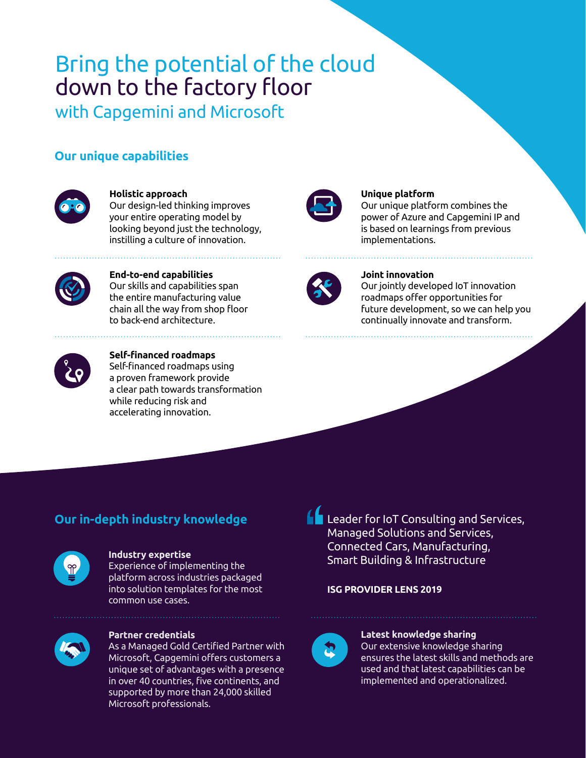# Bring the potential of the cloud down to the factory floor

## with Capgemini and Microsoft

### Our unique capabilities

**Holistic approach**
Our design-led thinking improves your entire operating model by looking beyond just the technology, instilling a culture of innovation.

**Unique platform**
Our unique platform combines the power of Azure and Capgemini IP and is based on learnings from previous implementations.

**End-to-end capabilities**
Our skills and capabilities span the entire manufacturing value chain all the way from shop floor to back-end architecture.

**Joint innovation**
Our jointly developed IoT innovation roadmaps offer opportunities for future development, so we can help you continually innovate and transform.

**Self-financed roadmaps**
Self-financed roadmaps using a proven framework provide a clear path towards transformation while reducing risk and accelerating innovation.

### Our in-depth industry knowledge

> Leader for IoT Consulting and Services, Managed Solutions and Services, Connected Cars, Manufacturing, Smart Building & Infrastructure
>
> **ISG PROVIDER LENS 2019**

**Industry expertise**
Experience of implementing the platform across industries packaged into solution templates for the most common use cases.

**Partner credentials**
As a Managed Gold Certified Partner with Microsoft, Capgemini offers customers a unique set of advantages with a presence in over 40 countries, five continents, and supported by more than 24,000 skilled Microsoft professionals.

**Latest knowledge sharing**
Our extensive knowledge sharing ensures the latest skills and methods are used and that latest capabilities can be implemented and operationalized.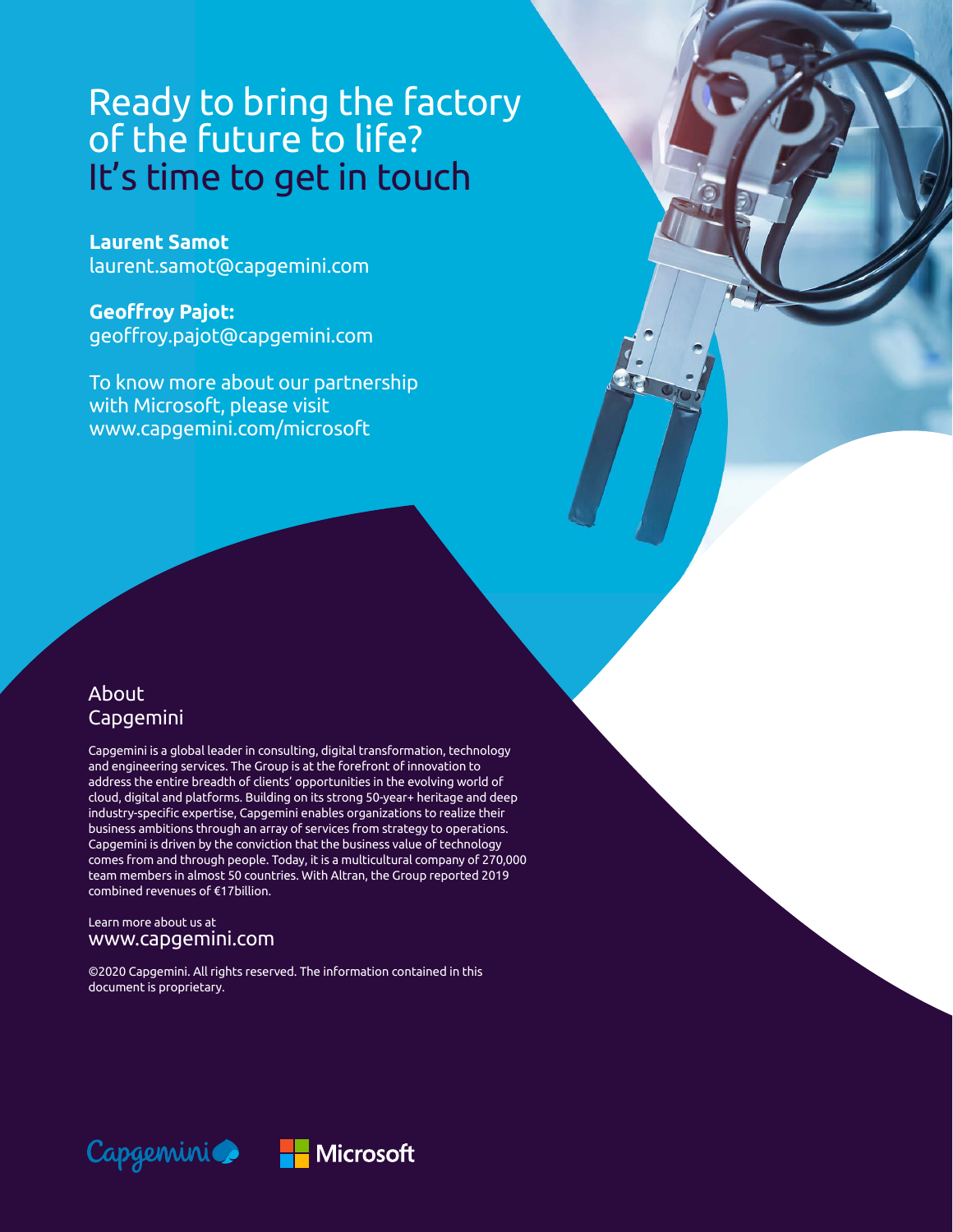# Ready to bring the factory of the future to life? It's time to get in touch

**Laurent Samot**
laurent.samot@capgemini.com

**Geoffroy Pajot:**
geoffroy.pajot@capgemini.com

To know more about our partnership with Microsoft, please visit www.capgemini.com/microsoft

## About Capgemini

Capgemini is a global leader in consulting, digital transformation, technology and engineering services. The Group is at the forefront of innovation to address the entire breadth of clients' opportunities in the evolving world of cloud, digital and platforms. Building on its strong 50-year+ heritage and deep industry-specific expertise, Capgemini enables organizations to realize their business ambitions through an array of services from strategy to operations. Capgemini is driven by the conviction that the business value of technology comes from and through people. Today, it is a multicultural company of 270,000 team members in almost 50 countries. With Altran, the Group reported 2019 combined revenues of €17billion.

Learn more about us at
www.capgemini.com

©2020 Capgemini. All rights reserved. The information contained in this document is proprietary.

Capgemini Microsoft